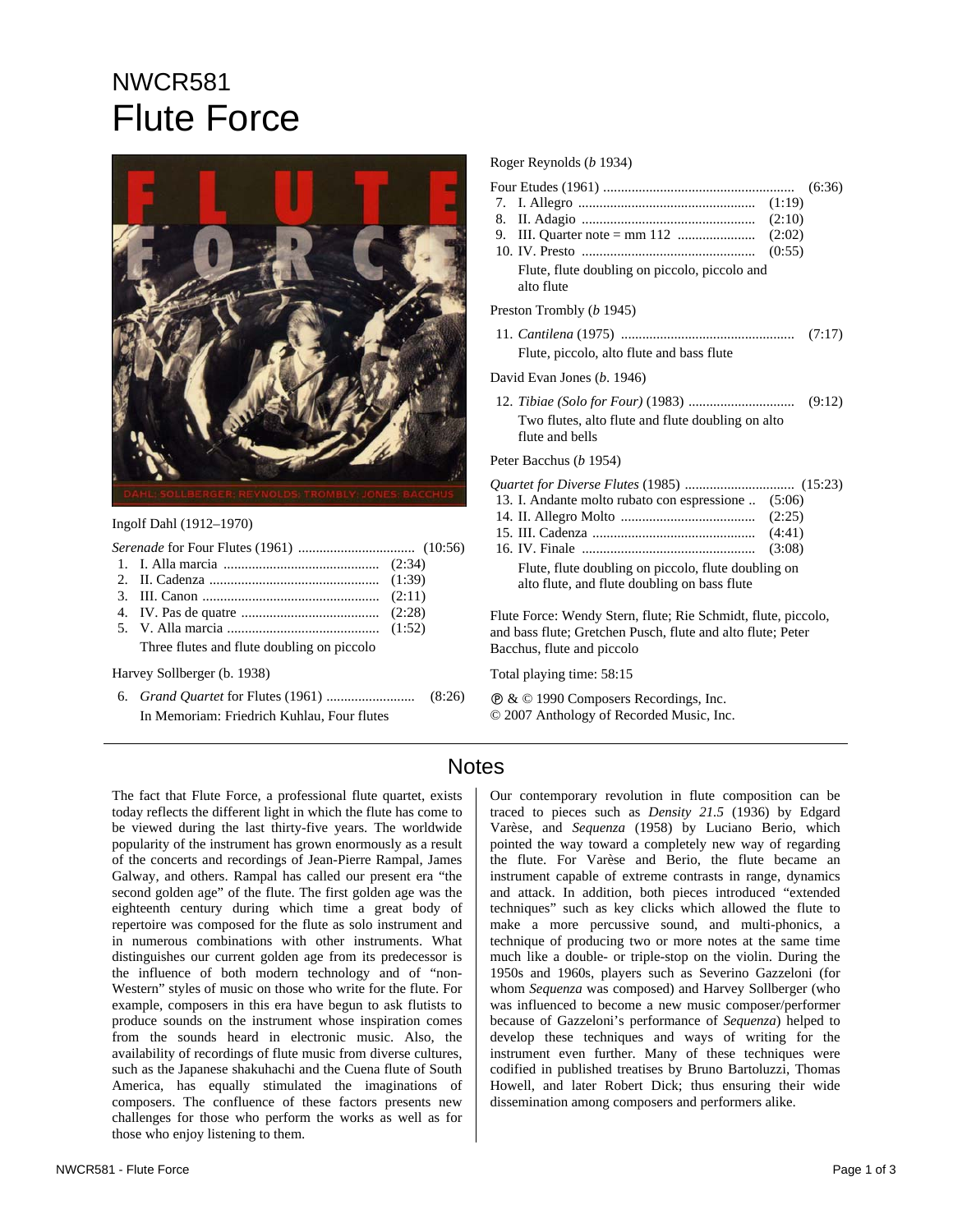# NWCR581

# Flute Force

Ingolf Dahl (1912–1970)

*Serenade* for Four Flutes (1961) ................................ (10:56)

1. I. Alla marcia ........................................... (2:34)
2. II. Cadenza ............................................... (1:39)
3. III. Canon .................................................. (2:11)
4. IV. Pas de quatre ...................................... (2:28)
5. V. Alla marcia .......................................... (1:52)

Three flutes and flute doubling on piccolo

Harvey Sollberger (b. 1938)

6. *Grand Quartet* for Flutes (1961) ......................... (8:26)

In Memoriam: Friedrich Kuhlau, Four flutes

Roger Reynolds (*b* 1934)

Four Etudes (1961) ..................................................... (6:36)

7. I. Allegro .................................................. (1:19)
8. II. Adagio ................................................. (2:10)
9. III. Quarter note = mm 112 ...................... (2:02)
10. IV. Presto ................................................. (0:55)

Flute, flute doubling on piccolo, piccolo and alto flute

Preston Trombly (*b* 1945)

11. *Cantilena* (1975) ................................................ (7:17)

Flute, piccolo, alto flute and bass flute

David Evan Jones (*b*. 1946)

12. *Tibiae (Solo for Four)* (1983) ............................. (9:12)

Two flutes, alto flute and flute doubling on alto flute and bells

Peter Bacchus (*b* 1954)

*Quartet for Diverse Flutes* (1985) .............................. (15:23)

13. I. Andante molto rubato con espressione .. (5:06)
14. II. Allegro Molto ..................................... (2:25)
15. III. Cadenza ............................................. (4:41)
16. IV. Finale ................................................. (3:08)

Flute, flute doubling on piccolo, flute doubling on alto flute, and flute doubling on bass flute

Flute Force: Wendy Stern, flute; Rie Schmidt, flute, piccolo, and bass flute; Gretchen Pusch, flute and alto flute; Peter Bacchus, flute and piccolo

Total playing time: 58:15

℗ & © 1990 Composers Recordings, Inc.
© 2007 Anthology of Recorded Music, Inc.

## Notes

The fact that Flute Force, a professional flute quartet, exists today reflects the different light in which the flute has come to be viewed during the last thirty-five years. The worldwide popularity of the instrument has grown enormously as a result of the concerts and recordings of Jean-Pierre Rampal, James Galway, and others. Rampal has called our present era "the second golden age" of the flute. The first golden age was the eighteenth century during which time a great body of repertoire was composed for the flute as solo instrument and in numerous combinations with other instruments. What distinguishes our current golden age from its predecessor is the influence of both modern technology and of "non-Western" styles of music on those who write for the flute. For example, composers in this era have begun to ask flutists to produce sounds on the instrument whose inspiration comes from the sounds heard in electronic music. Also, the availability of recordings of flute music from diverse cultures, such as the Japanese shakuhachi and the Cuena flute of South America, has equally stimulated the imaginations of composers. The confluence of these factors presents new challenges for those who perform the works as well as for those who enjoy listening to them.

Our contemporary revolution in flute composition can be traced to pieces such as *Density 21.5* (1936) by Edgard Varèse, and *Sequenza* (1958) by Luciano Berio, which pointed the way toward a completely new way of regarding the flute. For Varèse and Berio, the flute became an instrument capable of extreme contrasts in range, dynamics and attack. In addition, both pieces introduced "extended techniques" such as key clicks which allowed the flute to make a more percussive sound, and multi-phonics, a technique of producing two or more notes at the same time much like a double- or triple-stop on the violin. During the 1950s and 1960s, players such as Severino Gazzeloni (for whom *Sequenza* was composed) and Harvey Sollberger (who was influenced to become a new music composer/performer because of Gazzeloni's performance of *Sequenza*) helped to develop these techniques and ways of writing for the instrument even further. Many of these techniques were codified in published treatises by Bruno Bartoluzzi, Thomas Howell, and later Robert Dick; thus ensuring their wide dissemination among composers and performers alike.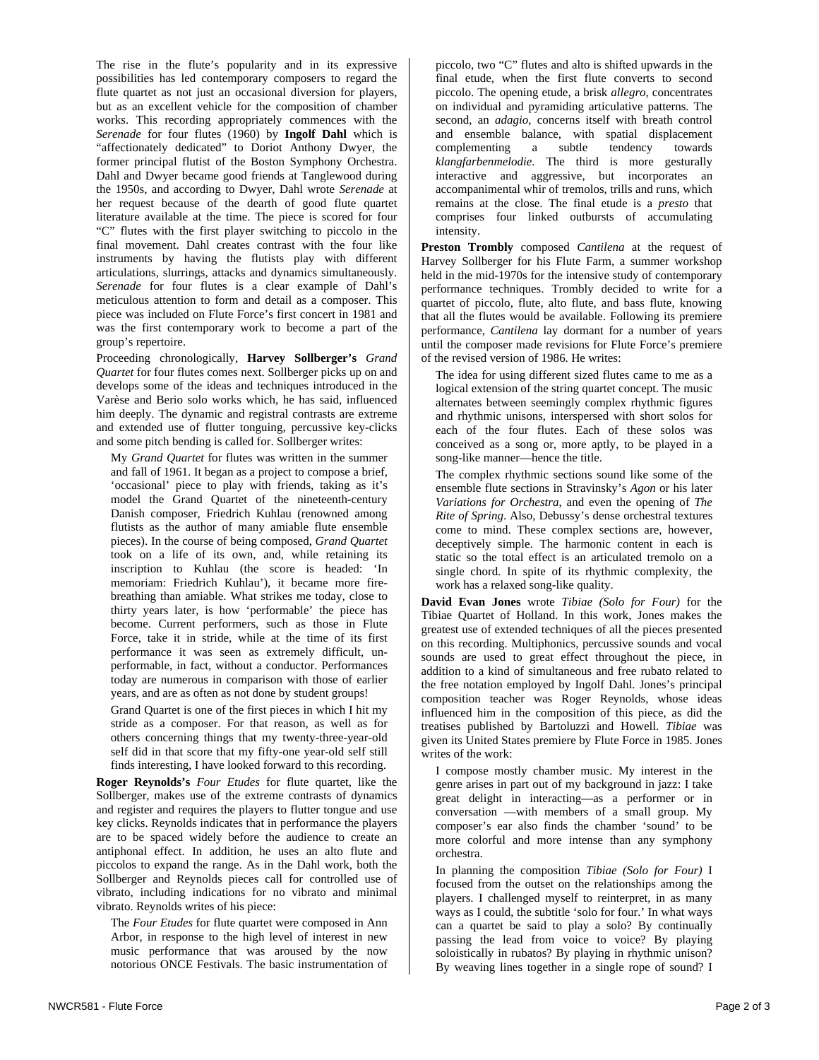The rise in the flute's popularity and in its expressive possibilities has led contemporary composers to regard the flute quartet as not just an occasional diversion for players, but as an excellent vehicle for the composition of chamber works. This recording appropriately commences with the *Serenade* for four flutes (1960) by **Ingolf Dahl** which is "affectionately dedicated" to Doriot Anthony Dwyer, the former principal flutist of the Boston Symphony Orchestra. Dahl and Dwyer became good friends at Tanglewood during the 1950s, and according to Dwyer, Dahl wrote *Serenade* at her request because of the dearth of good flute quartet literature available at the time. The piece is scored for four "C" flutes with the first player switching to piccolo in the final movement. Dahl creates contrast with the four like instruments by having the flutists play with different articulations, slurrings, attacks and dynamics simultaneously. *Serenade* for four flutes is a clear example of Dahl's meticulous attention to form and detail as a composer. This piece was included on Flute Force's first concert in 1981 and was the first contemporary work to become a part of the group's repertoire.

Proceeding chronologically, **Harvey Sollberger's** *Grand Quartet* for four flutes comes next. Sollberger picks up on and develops some of the ideas and techniques introduced in the Varèse and Berio solo works which, he has said, influenced him deeply. The dynamic and registral contrasts are extreme and extended use of flutter tonguing, percussive key-clicks and some pitch bending is called for. Sollberger writes:

> My *Grand Quartet* for flutes was written in the summer and fall of 1961. It began as a project to compose a brief, 'occasional' piece to play with friends, taking as it's model the Grand Quartet of the nineteenth-century Danish composer, Friedrich Kuhlau (renowned among flutists as the author of many amiable flute ensemble pieces). In the course of being composed, *Grand Quartet* took on a life of its own, and, while retaining its inscription to Kuhlau (the score is headed: 'In memoriam: Friedrich Kuhlau'), it became more fire-breathing than amiable. What strikes me today, close to thirty years later, is how 'performable' the piece has become. Current performers, such as those in Flute Force, take it in stride, while at the time of its first performance it was seen as extremely difficult, un-performable, in fact, without a conductor. Performances today are numerous in comparison with those of earlier years, and are as often as not done by student groups!
>
> Grand Quartet is one of the first pieces in which I hit my stride as a composer. For that reason, as well as for others concerning things that my twenty-three-year-old self did in that score that my fifty-one year-old self still finds interesting, I have looked forward to this recording.

**Roger Reynolds's** *Four Etudes* for flute quartet, like the Sollberger, makes use of the extreme contrasts of dynamics and register and requires the players to flutter tongue and use key clicks. Reynolds indicates that in performance the players are to be spaced widely before the audience to create an antiphonal effect. In addition, he uses an alto flute and piccolos to expand the range. As in the Dahl work, both the Sollberger and Reynolds pieces call for controlled use of vibrato, including indications for no vibrato and minimal vibrato. Reynolds writes of his piece:

> The *Four Etudes* for flute quartet were composed in Ann Arbor, in response to the high level of interest in new music performance that was aroused by the now notorious ONCE Festivals. The basic instrumentation of piccolo, two "C" flutes and alto is shifted upwards in the final etude, when the first flute converts to second piccolo. The opening etude, a brisk *allegro,* concentrates on individual and pyramiding articulative patterns. The second, an *adagio,* concerns itself with breath control and ensemble balance, with spatial displacement complementing a subtle tendency towards *klangfarbenmelodie*. The third is more gesturally interactive and aggressive, but incorporates an accompanimental whir of tremolos, trills and runs, which remains at the close. The final etude is a *presto* that comprises four linked outbursts of accumulating intensity.

**Preston Trombly** composed *Cantilena* at the request of Harvey Sollberger for his Flute Farm, a summer workshop held in the mid-1970s for the intensive study of contemporary performance techniques. Trombly decided to write for a quartet of piccolo, flute, alto flute, and bass flute, knowing that all the flutes would be available. Following its premiere performance, *Cantilena* lay dormant for a number of years until the composer made revisions for Flute Force's premiere of the revised version of 1986. He writes:

> The idea for using different sized flutes came to me as a logical extension of the string quartet concept. The music alternates between seemingly complex rhythmic figures and rhythmic unisons, interspersed with short solos for each of the four flutes. Each of these solos was conceived as a song or, more aptly, to be played in a song-like manner—hence the title.
>
> The complex rhythmic sections sound like some of the ensemble flute sections in Stravinsky's *Agon* or his later *Variations for Orchestra*, and even the opening of *The Rite of Spring*. Also, Debussy's dense orchestral textures come to mind. These complex sections are, however, deceptively simple. The harmonic content in each is static so the total effect is an articulated tremolo on a single chord. In spite of its rhythmic complexity, the work has a relaxed song-like quality.

**David Evan Jones** wrote *Tibiae (Solo for Four)* for the Tibiae Quartet of Holland. In this work, Jones makes the greatest use of extended techniques of all the pieces presented on this recording. Multiphonics, percussive sounds and vocal sounds are used to great effect throughout the piece, in addition to a kind of simultaneous and free rubato related to the free notation employed by Ingolf Dahl. Jones's principal composition teacher was Roger Reynolds, whose ideas influenced him in the composition of this piece, as did the treatises published by Bartoluzzi and Howell. *Tibiae* was given its United States premiere by Flute Force in 1985. Jones writes of the work:

> I compose mostly chamber music. My interest in the genre arises in part out of my background in jazz: I take great delight in interacting—as a performer or in conversation —with members of a small group. My composer's ear also finds the chamber 'sound' to be more colorful and more intense than any symphony orchestra.
>
> In planning the composition *Tibiae (Solo for Four)* I focused from the outset on the relationships among the players. I challenged myself to reinterpret, in as many ways as I could, the subtitle 'solo for four.' In what ways can a quartet be said to play a solo? By continually passing the lead from voice to voice? By playing soloistically in rubatos? By playing in rhythmic unison? By weaving lines together in a single rope of sound? I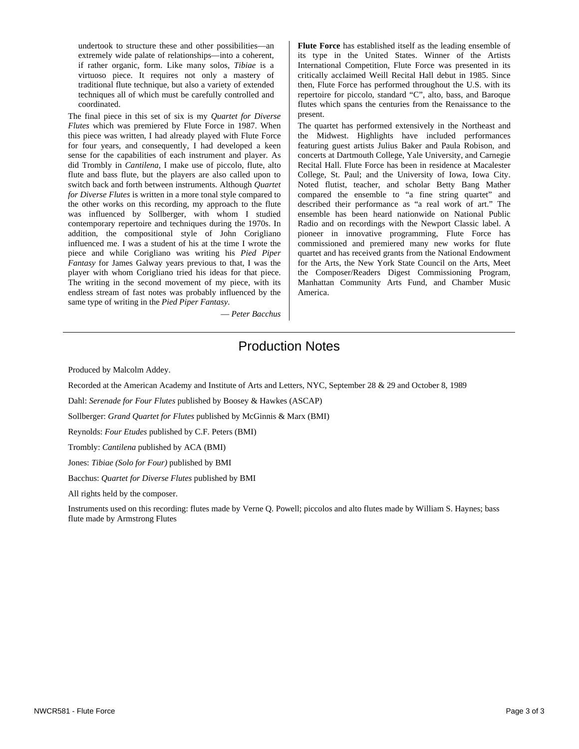undertook to structure these and other possibilities—an extremely wide palate of relationships—into a coherent, if rather organic, form. Like many solos, *Tibiae* is a virtuoso piece. It requires not only a mastery of traditional flute technique, but also a variety of extended techniques all of which must be carefully controlled and coordinated.

The final piece in this set of six is my *Quartet for Diverse Flutes* which was premiered by Flute Force in 1987. When this piece was written, I had already played with Flute Force for four years, and consequently, I had developed a keen sense for the capabilities of each instrument and player. As did Trombly in *Cantilena*, I make use of piccolo, flute, alto flute and bass flute, but the players are also called upon to switch back and forth between instruments. Although *Quartet for Diverse Flutes* is written in a more tonal style compared to the other works on this recording, my approach to the flute was influenced by Sollberger, with whom I studied contemporary repertoire and techniques during the 1970s. In addition, the compositional style of John Corigliano influenced me. I was a student of his at the time I wrote the piece and while Corigliano was writing his *Pied Piper Fantasy* for James Galway years previous to that, I was the player with whom Corigliano tried his ideas for that piece. The writing in the second movement of my piece, with its endless stream of fast notes was probably influenced by the same type of writing in the *Pied Piper Fantasy*.

— *Peter Bacchus*

**Flute Force** has established itself as the leading ensemble of its type in the United States. Winner of the Artists International Competition, Flute Force was presented in its critically acclaimed Weill Recital Hall debut in 1985. Since then, Flute Force has performed throughout the U.S. with its repertoire for piccolo, standard "C", alto, bass, and Baroque flutes which spans the centuries from the Renaissance to the present.

The quartet has performed extensively in the Northeast and the Midwest. Highlights have included performances featuring guest artists Julius Baker and Paula Robison, and concerts at Dartmouth College, Yale University, and Carnegie Recital Hall. Flute Force has been in residence at Macalester College, St. Paul; and the University of Iowa, Iowa City. Noted flutist, teacher, and scholar Betty Bang Mather compared the ensemble to "a fine string quartet" and described their performance as "a real work of art." The ensemble has been heard nationwide on National Public Radio and on recordings with the Newport Classic label. A pioneer in innovative programming, Flute Force has commissioned and premiered many new works for flute quartet and has received grants from the National Endowment for the Arts, the New York State Council on the Arts, Meet the Composer/Readers Digest Commissioning Program, Manhattan Community Arts Fund, and Chamber Music America.

## Production Notes

Produced by Malcolm Addey.

Recorded at the American Academy and Institute of Arts and Letters, NYC, September 28 & 29 and October 8, 1989

Dahl: *Serenade for Four Flutes* published by Boosey & Hawkes (ASCAP)

Sollberger: *Grand Quartet for Flutes* published by McGinnis & Marx (BMI)

Reynolds: *Four Etudes* published by C.F. Peters (BMI)

Trombly: *Cantilena* published by ACA (BMI)

Jones: *Tibiae (Solo for Four)* published by BMI

Bacchus: *Quartet for Diverse Flutes* published by BMI

All rights held by the composer.

Instruments used on this recording: flutes made by Verne Q. Powell; piccolos and alto flutes made by William S. Haynes; bass flute made by Armstrong Flutes